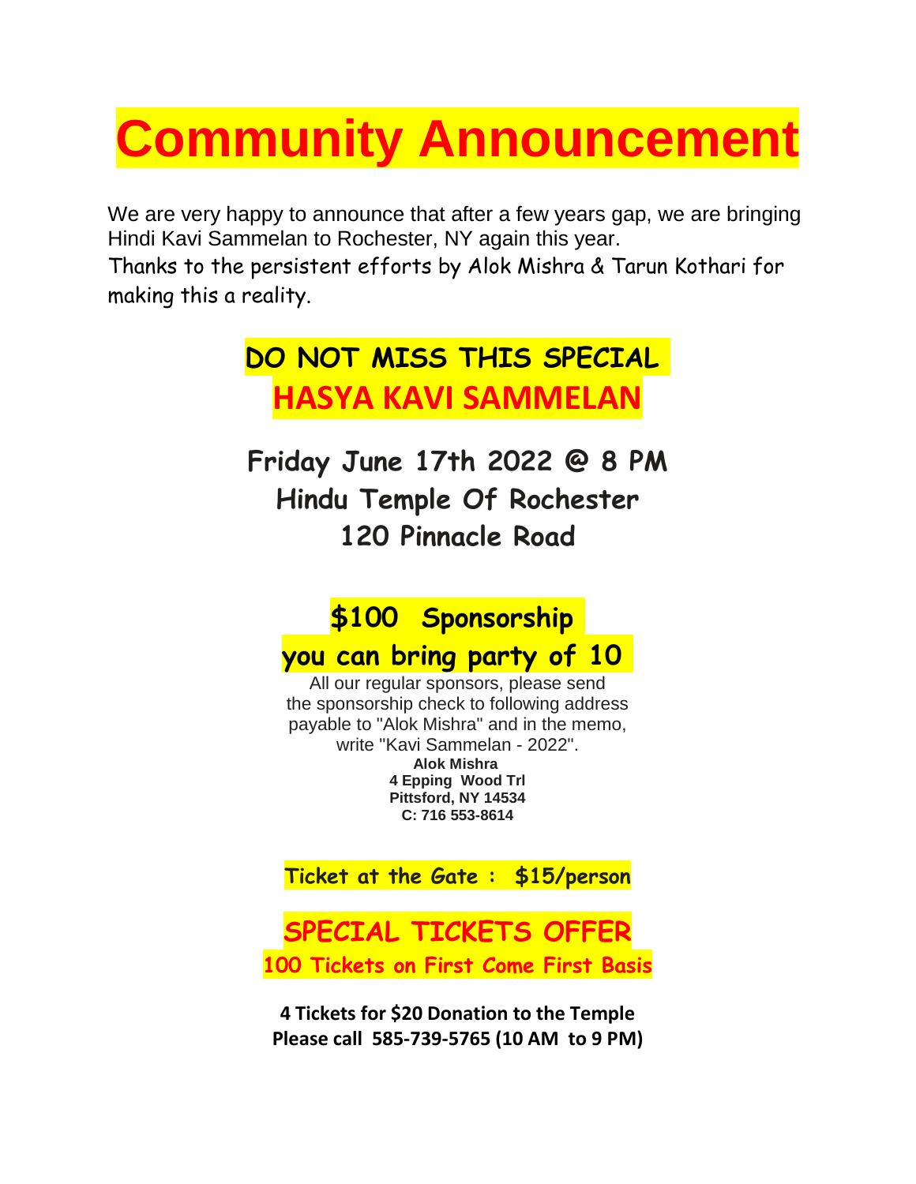# Community Announcement

We are very happy to announce that after a few years gap, we are bringing Hindi Kavi Sammelan to Rochester, NY again this year.
Thanks to the persistent efforts by Alok Mishra & Tarun Kothari for making this a reality.

## DO NOT MISS THIS SPECIAL
## HASYA KAVI SAMMELAN

### Friday June 17th 2022 @ 8 PM
### Hindu Temple Of Rochester
### 120 Pinnacle Road

### $100 Sponsorship
### you can bring party of 10

All our regular sponsors, please send the sponsorship check to following address payable to "Alok Mishra" and in the memo, write "Kavi Sammelan - 2022".

**Alok Mishra**
**4 Epping Wood Trl**
**Pittsford, NY 14534**
**C: 716 553-8614**

**Ticket at the Gate : $15/person**

## SPECIAL TICKETS OFFER
**100 Tickets on First Come First Basis**

**4 Tickets for $20 Donation to the Temple**
**Please call 585-739-5765 (10 AM to 9 PM)**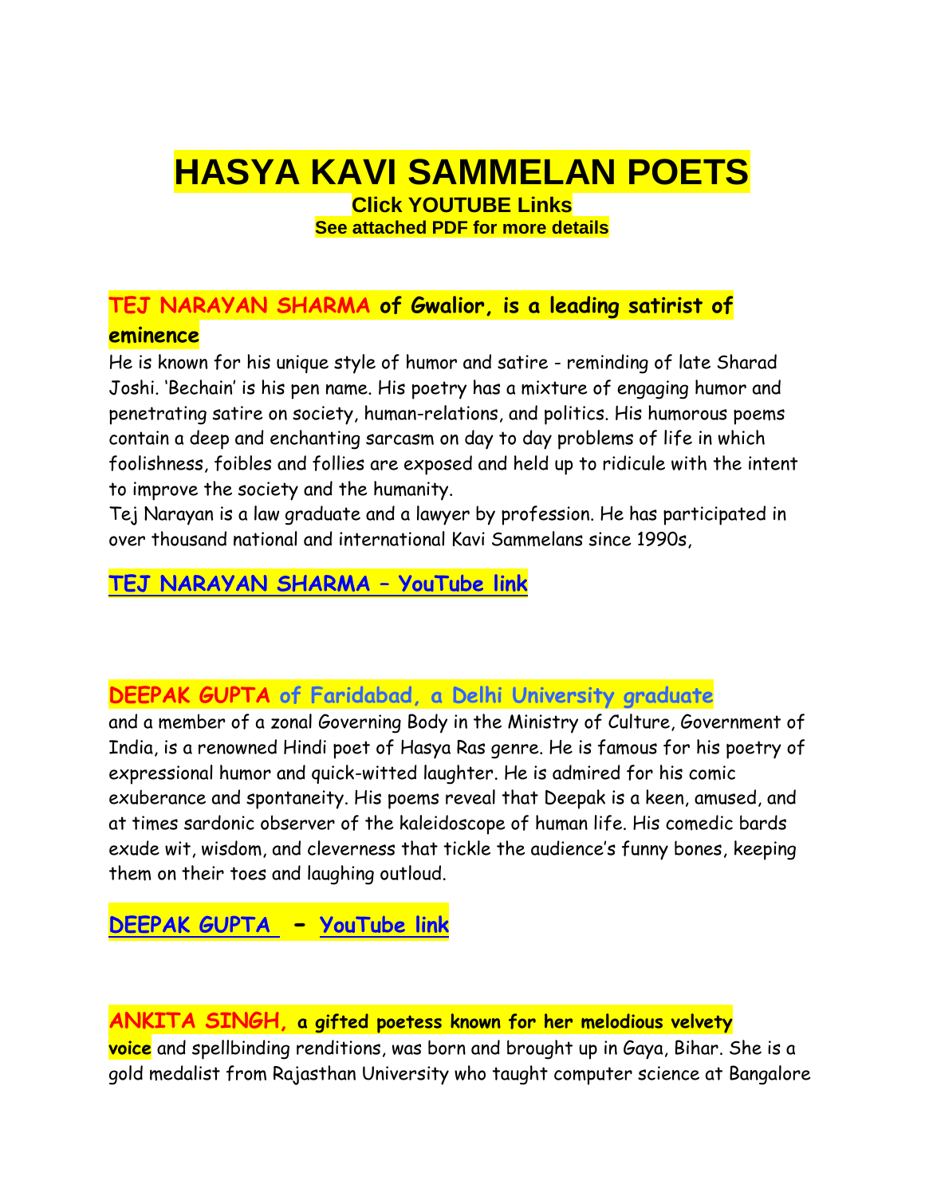# HASYA KAVI SAMMELAN POETS

**Click YOUTUBE Links**

**See attached PDF for more details**

## TEJ NARAYAN SHARMA of Gwalior, is a leading satirist of eminence

He is known for his unique style of humor and satire - reminding of late Sharad Joshi. 'Bechain' is his pen name. His poetry has a mixture of engaging humor and penetrating satire on society, human-relations, and politics. His humorous poems contain a deep and enchanting sarcasm on day to day problems of life in which foolishness, foibles and follies are exposed and held up to ridicule with the intent to improve the society and the humanity.

Tej Narayan is a law graduate and a lawyer by profession. He has participated in over thousand national and international Kavi Sammelans since 1990s,

**TEJ NARAYAN SHARMA – YouTube link**

## DEEPAK GUPTA of Faridabad, a Delhi University graduate

and a member of a zonal Governing Body in the Ministry of Culture, Government of India, is a renowned Hindi poet of Hasya Ras genre. He is famous for his poetry of expressional humor and quick-witted laughter. He is admired for his comic exuberance and spontaneity. His poems reveal that Deepak is a keen, amused, and at times sardonic observer of the kaleidoscope of human life. His comedic bards exude wit, wisdom, and cleverness that tickle the audience's funny bones, keeping them on their toes and laughing outloud.

**DEEPAK GUPTA – YouTube link**

**ANKITA SINGH, a gifted poetess known for her melodious velvety voice** and spellbinding renditions, was born and brought up in Gaya, Bihar. She is a gold medalist from Rajasthan University who taught computer science at Bangalore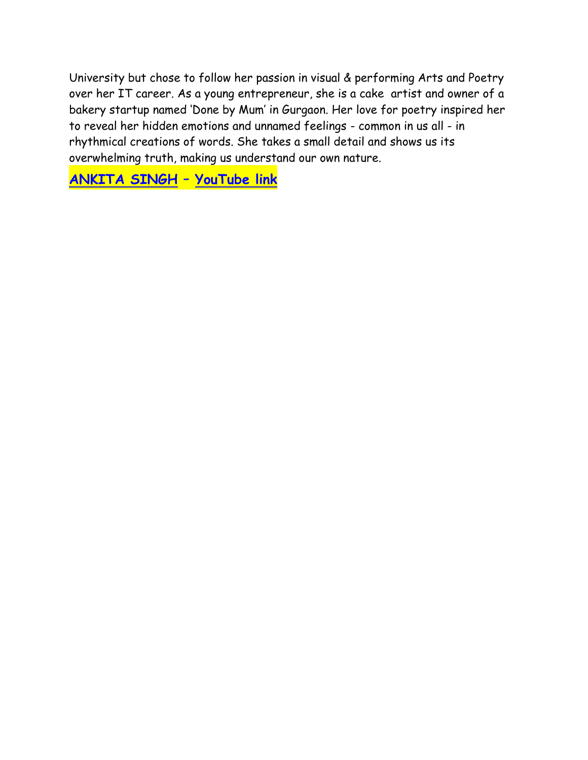University but chose to follow her passion in visual & performing Arts and Poetry over her IT career. As a young entrepreneur, she is a cake artist and owner of a bakery startup named 'Done by Mum' in Gurgaon. Her love for poetry inspired her to reveal her hidden emotions and unnamed feelings - common in us all - in rhythmical creations of words. She takes a small detail and shows us its overwhelming truth, making us understand our own nature.

**ANKITA SINGH – YouTube link**